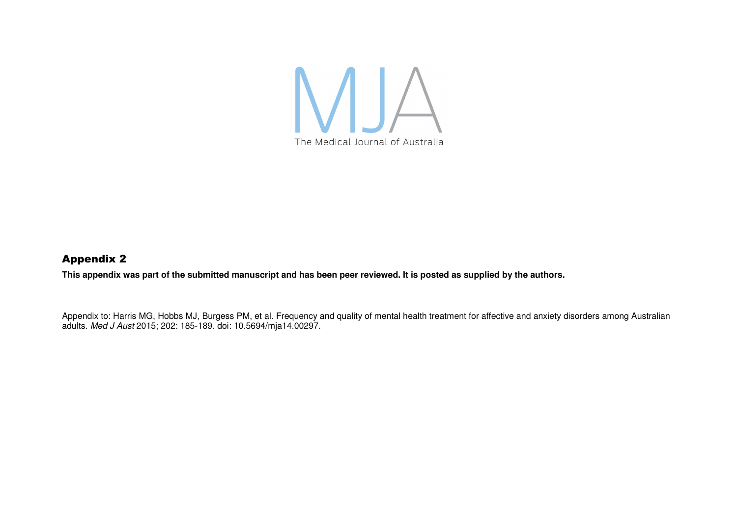MJA

The Medical Journal of Australia

## Appendix 2

**This appendix was part of the submitted manuscript and has been peer reviewed. It is posted as supplied by the authors.**

Appendix to: Harris MG, Hobbs MJ, Burgess PM, et al. Frequency and quality of mental health treatment for affective and anxiety disorders among Australian adults. *Med J Aust* 2015; 202: 185-189. doi: 10.5694/mja14.00297.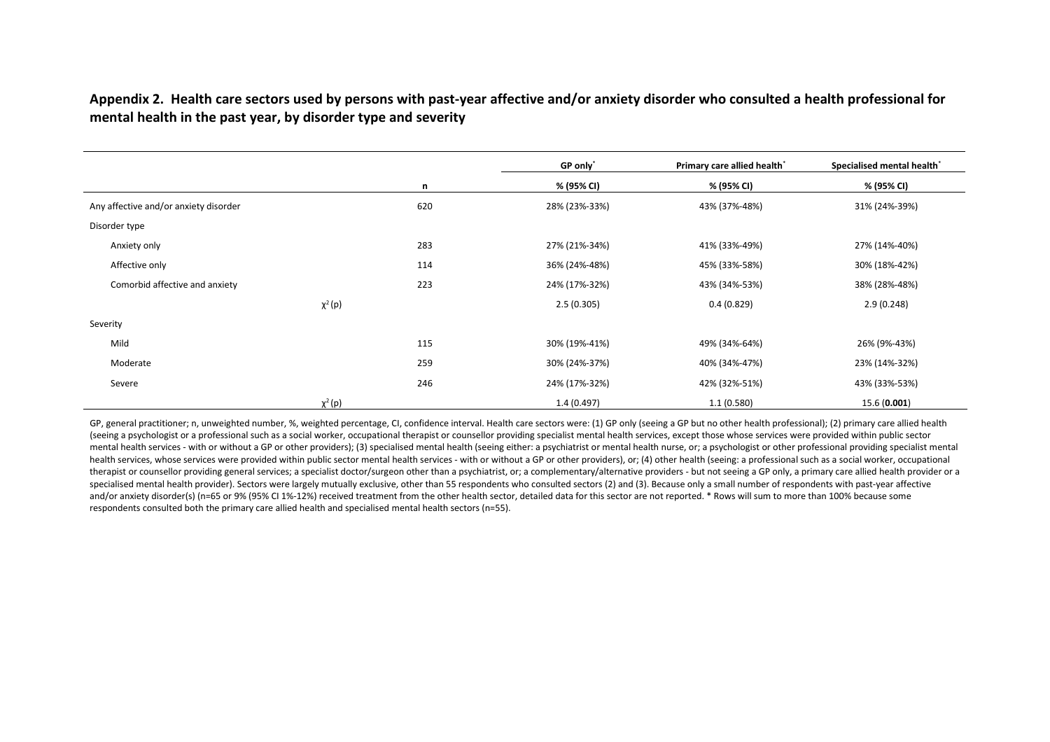## Appendix 2. Health care sectors used by persons with past-year affective and/or anxiety disorder who consulted a health professional for mental health in the past year, by disorder type and severity

| | | n | GP only* | Primary care allied health* | Specialised mental health* |
|---|---|---|---|---|---|
| | | | % (95% CI) | % (95% CI) | % (95% CI) |
| Any affective and/or anxiety disorder | | 620 | 28% (23%-33%) | 43% (37%-48%) | 31% (24%-39%) |
| Disorder type | | | | | |
| Anxiety only | | 283 | 27% (21%-34%) | 41% (33%-49%) | 27% (14%-40%) |
| Affective only | | 114 | 36% (24%-48%) | 45% (33%-58%) | 30% (18%-42%) |
| Comorbid affective and anxiety | | 223 | 24% (17%-32%) | 43% (34%-53%) | 38% (28%-48%) |
| | $\chi^2$ (p) | | 2.5 (0.305) | 0.4 (0.829) | 2.9 (0.248) |
| Severity | | | | | |
| Mild | | 115 | 30% (19%-41%) | 49% (34%-64%) | 26% (9%-43%) |
| Moderate | | 259 | 30% (24%-37%) | 40% (34%-47%) | 23% (14%-32%) |
| Severe | | 246 | 24% (17%-32%) | 42% (32%-51%) | 43% (33%-53%) |
| | $\chi^2$ (p) | | 1.4 (0.497) | 1.1 (0.580) | 15.6 (**0.001**) |

GP, general practitioner; n, unweighted number, %, weighted percentage, CI, confidence interval. Health care sectors were: (1) GP only (seeing a GP but no other health professional); (2) primary care allied health (seeing a psychologist or a professional such as a social worker, occupational therapist or counsellor providing specialist mental health services, except those whose services were provided within public sector mental health services - with or without a GP or other providers); (3) specialised mental health (seeing either: a psychiatrist or mental health nurse, or; a psychologist or other professional providing specialist mental health services, whose services were provided within public sector mental health services - with or without a GP or other providers), or; (4) other health (seeing: a professional such as a social worker, occupational therapist or counsellor providing general services; a specialist doctor/surgeon other than a psychiatrist, or; a complementary/alternative providers - but not seeing a GP only, a primary care allied health provider or a specialised mental health provider). Sectors were largely mutually exclusive, other than 55 respondents who consulted sectors (2) and (3). Because only a small number of respondents with past-year affective and/or anxiety disorder(s) (n=65 or 9% (95% CI 1%-12%) received treatment from the other health sector, detailed data for this sector are not reported. * Rows will sum to more than 100% because some respondents consulted both the primary care allied health and specialised mental health sectors (n=55).